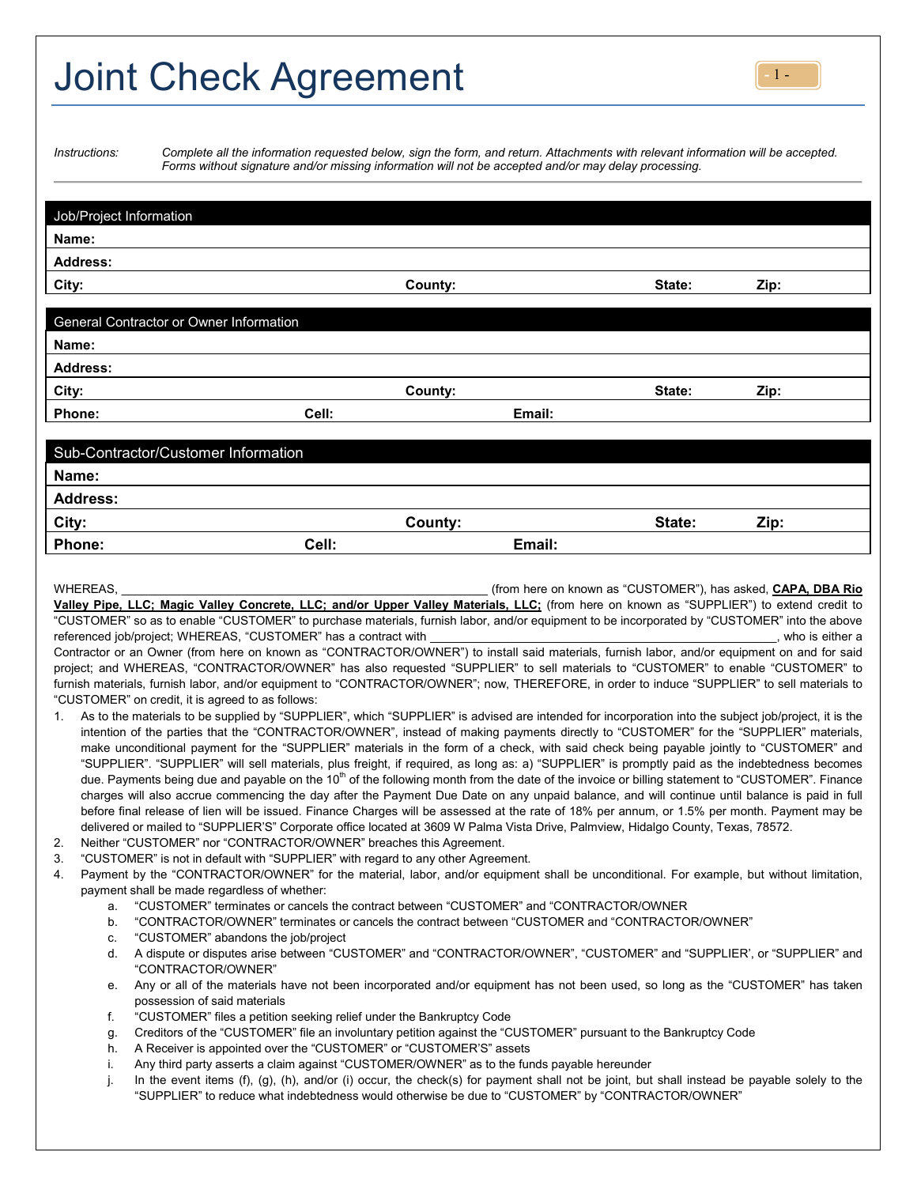# Joint Check Agreement

*Instructions:* *Complete all the information requested below, sign the form, and return. Attachments with relevant information will be accepted. Forms without signature and/or missing information will not be accepted and/or may delay processing.*

| Job/Project Information | | | |
|---|---|---|---|
| **Name:** | | | |
| **Address:** | | | |
| **City:** | **County:** | **State:** | **Zip:** |

| General Contractor or Owner Information | | | |
|---|---|---|---|
| **Name:** | | | |
| **Address:** | | | |
| **City:** | **County:** | **State:** | **Zip:** |
| **Phone:** | **Cell:** | **Email:** | |

| Sub-Contractor/Customer Information | | | |
|---|---|---|---|
| **Name:** | | | |
| **Address:** | | | |
| **City:** | **County:** | **State:** | **Zip:** |
| **Phone:** | **Cell:** | **Email:** | |

WHEREAS, ______________________________________________ (from here on known as "CUSTOMER"), has asked, **CAPA, DBA Rio Valley Pipe, LLC; Magic Valley Concrete, LLC; and/or Upper Valley Materials, LLC;** (from here on known as "SUPPLIER") to extend credit to "CUSTOMER" so as to enable "CUSTOMER" to purchase materials, furnish labor, and/or equipment to be incorporated by "CUSTOMER" into the above referenced job/project; WHEREAS, "CUSTOMER" has a contract with ______________________________________________, who is either a Contractor or an Owner (from here on known as "CONTRACTOR/OWNER") to install said materials, furnish labor, and/or equipment on and for said project; and WHEREAS, "CONTRACTOR/OWNER" has also requested "SUPPLIER" to sell materials to "CUSTOMER" to enable "CUSTOMER" to furnish materials, furnish labor, and/or equipment to "CONTRACTOR/OWNER"; now, THEREFORE, in order to induce "SUPPLIER" to sell materials to "CUSTOMER" on credit, it is agreed to as follows:

1. As to the materials to be supplied by "SUPPLIER", which "SUPPLIER" is advised are intended for incorporation into the subject job/project, it is the intention of the parties that the "CONTRACTOR/OWNER", instead of making payments directly to "CUSTOMER" for the "SUPPLIER" materials, make unconditional payment for the "SUPPLIER" materials in the form of a check, with said check being payable jointly to "CUSTOMER" and "SUPPLIER". "SUPPLIER" will sell materials, plus freight, if required, as long as: a) "SUPPLIER" is promptly paid as the indebtedness becomes due. Payments being due and payable on the 10th of the following month from the date of the invoice or billing statement to "CUSTOMER". Finance charges will also accrue commencing the day after the Payment Due Date on any unpaid balance, and will continue until balance is paid in full before final release of lien will be issued. Finance Charges will be assessed at the rate of 18% per annum, or 1.5% per month. Payment may be delivered or mailed to "SUPPLIER'S" Corporate office located at 3609 W Palma Vista Drive, Palmview, Hidalgo County, Texas, 78572.
2. Neither "CUSTOMER" nor "CONTRACTOR/OWNER" breaches this Agreement.
3. "CUSTOMER" is not in default with "SUPPLIER" with regard to any other Agreement.
4. Payment by the "CONTRACTOR/OWNER" for the material, labor, and/or equipment shall be unconditional. For example, but without limitation, payment shall be made regardless of whether:
   a. "CUSTOMER" terminates or cancels the contract between "CUSTOMER" and "CONTRACTOR/OWNER
   b. "CONTRACTOR/OWNER" terminates or cancels the contract between "CUSTOMER and "CONTRACTOR/OWNER"
   c. "CUSTOMER" abandons the job/project
   d. A dispute or disputes arise between "CUSTOMER" and "CONTRACTOR/OWNER", "CUSTOMER" and "SUPPLIER', or "SUPPLIER" and "CONTRACTOR/OWNER"
   e. Any or all of the materials have not been incorporated and/or equipment has not been used, so long as the "CUSTOMER" has taken possession of said materials
   f. "CUSTOMER" files a petition seeking relief under the Bankruptcy Code
   g. Creditors of the "CUSTOMER" file an involuntary petition against the "CUSTOMER" pursuant to the Bankruptcy Code
   h. A Receiver is appointed over the "CUSTOMER" or "CUSTOMER'S" assets
   i. Any third party asserts a claim against "CUSTOMER/OWNER" as to the funds payable hereunder
   j. In the event items (f), (g), (h), and/or (i) occur, the check(s) for payment shall not be joint, but shall instead be payable solely to the "SUPPLIER" to reduce what indebtedness would otherwise be due to "CUSTOMER" by "CONTRACTOR/OWNER"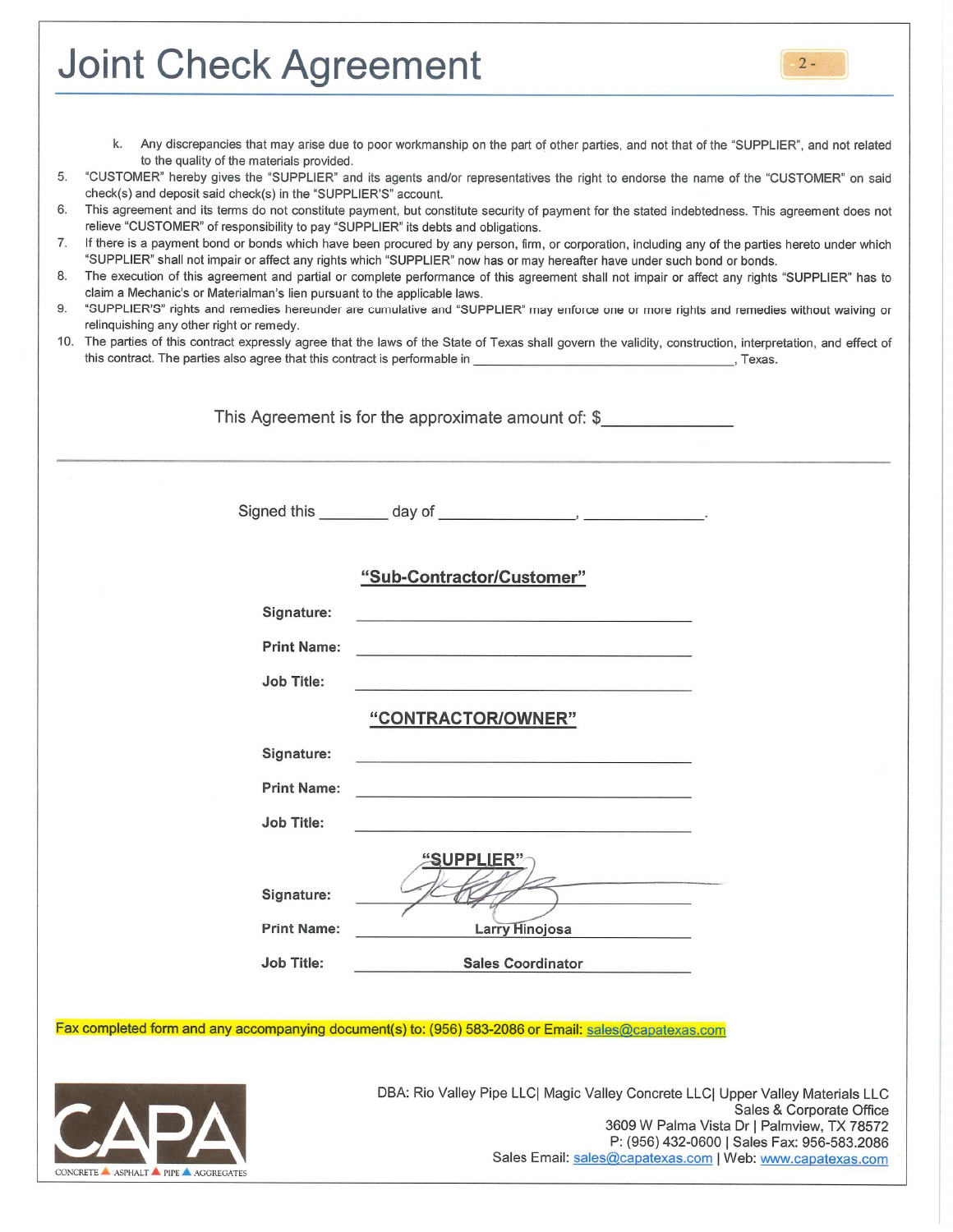# Joint Check Agreement

k. Any discrepancies that may arise due to poor workmanship on the part of other parties, and not that of the "SUPPLIER", and not related to the quality of the materials provided.

5. "CUSTOMER" hereby gives the "SUPPLIER" and its agents and/or representatives the right to endorse the name of the "CUSTOMER" on said check(s) and deposit said check(s) in the "SUPPLIER'S" account.
6. This agreement and its terms do not constitute payment, but constitute security of payment for the stated indebtedness. This agreement does not relieve "CUSTOMER" of responsibility to pay "SUPPLIER" its debts and obligations.
7. If there is a payment bond or bonds which have been procured by any person, firm, or corporation, including any of the parties hereto under which "SUPPLIER" shall not impair or affect any rights which "SUPPLIER" now has or may hereafter have under such bond or bonds.
8. The execution of this agreement and partial or complete performance of this agreement shall not impair or affect any rights "SUPPLIER" has to claim a Mechanic's or Materialman's lien pursuant to the applicable laws.
9. "SUPPLIER'S" rights and remedies hereunder are cumulative and "SUPPLIER" may enforce one or more rights and remedies without waiving or relinquishing any other right or remedy.
10. The parties of this contract expressly agree that the laws of the State of Texas shall govern the validity, construction, interpretation, and effect of this contract. The parties also agree that this contract is performable in ______________________________, Texas.

This Agreement is for the approximate amount of: $____________

---

Signed this ________ day of ______________, ____________.

**"Sub-Contractor/Customer"**

**Signature:** ______________________________

**Print Name:** ______________________________

**Job Title:** ______________________________

**"CONTRACTOR/OWNER"**

**Signature:** ______________________________

**Print Name:** ______________________________

**Job Title:** ______________________________

**"SUPPLIER"**

**Signature:** ______________________________

**Print Name:** Larry Hinojosa

**Job Title:** Sales Coordinator

Fax completed form and any accompanying document(s) to: (956) 583-2086 or Email: sales@capatexas.com

CAPA
CONCRETE ASPHALT PIPE AGGREGATES

DBA: Rio Valley Pipe LLC| Magic Valley Concrete LLC| Upper Valley Materials LLC
Sales & Corporate Office
3609 W Palma Vista Dr | Palmview, TX 78572
P: (956) 432-0600 | Sales Fax: 956-583.2086
Sales Email: sales@capatexas.com | Web: www.capatexas.com